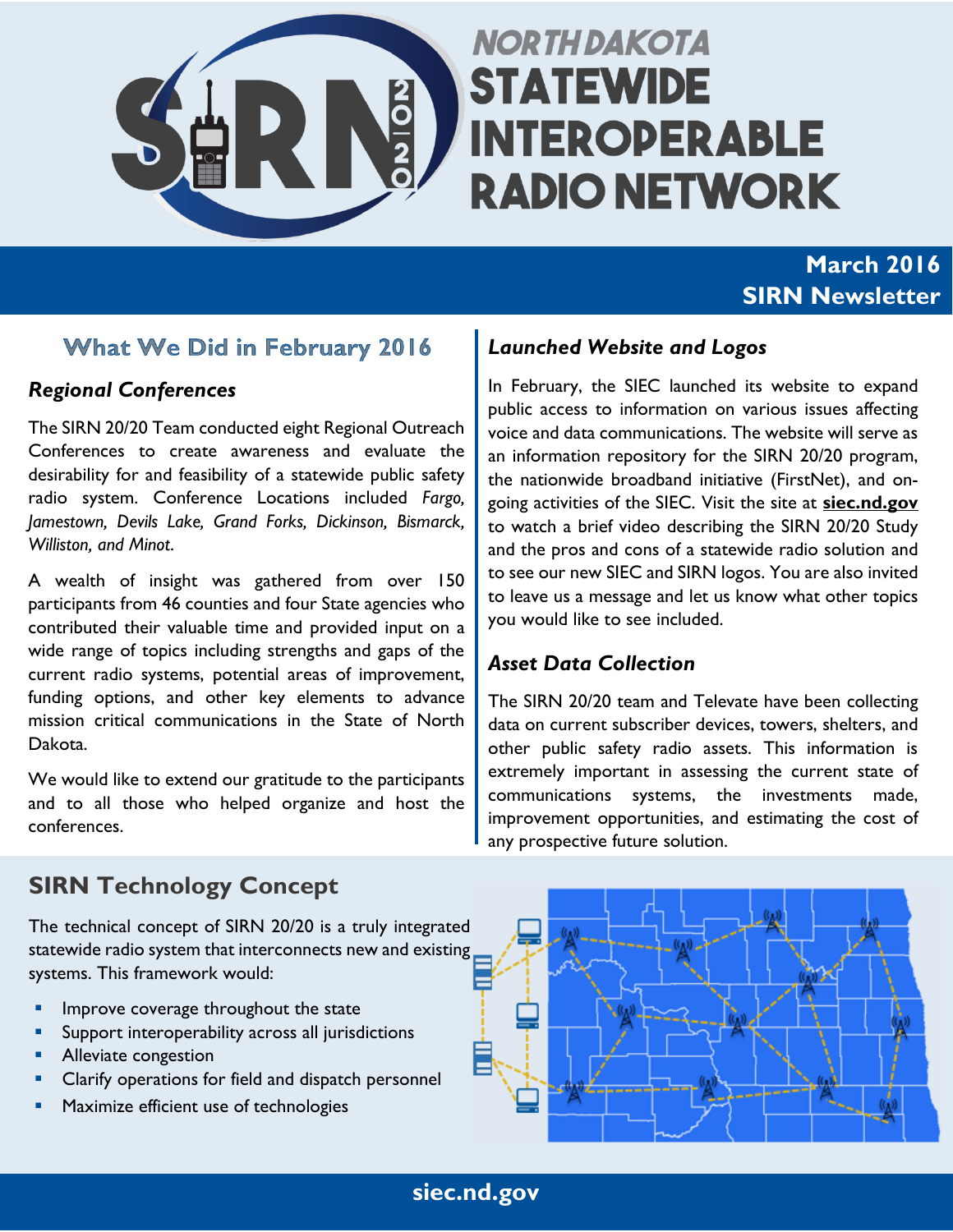# NORTH DAKOTA STATEWIDE INTEROPERABLE RADIO NETWORK

**March 2016**
**SIRN Newsletter**

## What We Did in February 2016

### *Regional Conferences*

The SIRN 20/20 Team conducted eight Regional Outreach Conferences to create awareness and evaluate the desirability for and feasibility of a statewide public safety radio system. Conference Locations included *Fargo, Jamestown, Devils Lake, Grand Forks, Dickinson, Bismarck, Williston, and Minot*.

A wealth of insight was gathered from over 150 participants from 46 counties and four State agencies who contributed their valuable time and provided input on a wide range of topics including strengths and gaps of the current radio systems, potential areas of improvement, funding options, and other key elements to advance mission critical communications in the State of North Dakota.

We would like to extend our gratitude to the participants and to all those who helped organize and host the conferences.

### *Launched Website and Logos*

In February, the SIEC launched its website to expand public access to information on various issues affecting voice and data communications. The website will serve as an information repository for the SIRN 20/20 program, the nationwide broadband initiative (FirstNet), and on-going activities of the SIEC. Visit the site at **siec.nd.gov** to watch a brief video describing the SIRN 20/20 Study and the pros and cons of a statewide radio solution and to see our new SIEC and SIRN logos. You are also invited to leave us a message and let us know what other topics you would like to see included.

### *Asset Data Collection*

The SIRN 20/20 team and Televate have been collecting data on current subscriber devices, towers, shelters, and other public safety radio assets. This information is extremely important in assessing the current state of communications systems, the investments made, improvement opportunities, and estimating the cost of any prospective future solution.

## SIRN Technology Concept

The technical concept of SIRN 20/20 is a truly integrated statewide radio system that interconnects new and existing systems. This framework would:

- Improve coverage throughout the state
- Support interoperability across all jurisdictions
- Alleviate congestion
- Clarify operations for field and dispatch personnel
- Maximize efficient use of technologies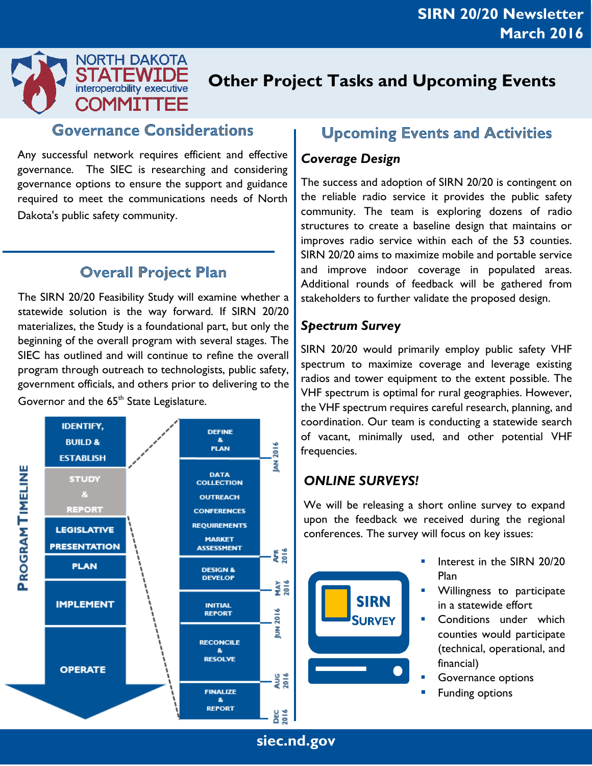# Other Project Tasks and Upcoming Events

## Governance Considerations

Any successful network requires efficient and effective governance. The SIEC is researching and considering governance options to ensure the support and guidance required to meet the communications needs of North Dakota's public safety community.

## Overall Project Plan

The SIRN 20/20 Feasibility Study will examine whether a statewide solution is the way forward. If SIRN 20/20 materializes, the Study is a foundational part, but only the beginning of the overall program with several stages. The SIEC has outlined and will continue to refine the overall program through outreach to technologists, public safety, government officials, and others prior to delivering to the Governor and the 65th State Legislature.

PROGRAM TIMELINE

IDENTIFY, BUILD & ESTABLISH

STUDY & REPORT

LEGISLATIVE PRESENTATION

PLAN

IMPLEMENT

OPERATE

DEFINE & PLAN

JAN 2016

DATA COLLECTION

OUTREACH

CONFERENCES

REQUIREMENTS

MARKET ASSESSMENT

APR 2016

DESIGN & DEVELOP

MAY 2016

INITIAL REPORT

JUN 2016

RECONCILE & RESOLVE

AUG 2016

FINALIZE & REPORT

DEC 2016

## Upcoming Events and Activities

### *Coverage Design*

The success and adoption of SIRN 20/20 is contingent on the reliable radio service it provides the public safety community. The team is exploring dozens of radio structures to create a baseline design that maintains or improves radio service within each of the 53 counties. SIRN 20/20 aims to maximize mobile and portable service and improve indoor coverage in populated areas. Additional rounds of feedback will be gathered from stakeholders to further validate the proposed design.

### *Spectrum Survey*

SIRN 20/20 would primarily employ public safety VHF spectrum to maximize coverage and leverage existing radios and tower equipment to the extent possible. The VHF spectrum is optimal for rural geographies. However, the VHF spectrum requires careful research, planning, and coordination. Our team is conducting a statewide search of vacant, minimally used, and other potential VHF frequencies.

### *ONLINE SURVEYS!*

We will be releasing a short online survey to expand upon the feedback we received during the regional conferences. The survey will focus on key issues:

SIRN SURVEY

- Interest in the SIRN 20/20 Plan
- Willingness to participate in a statewide effort
- Conditions under which counties would participate (technical, operational, and financial)
- Governance options
- Funding options

siec.nd.gov